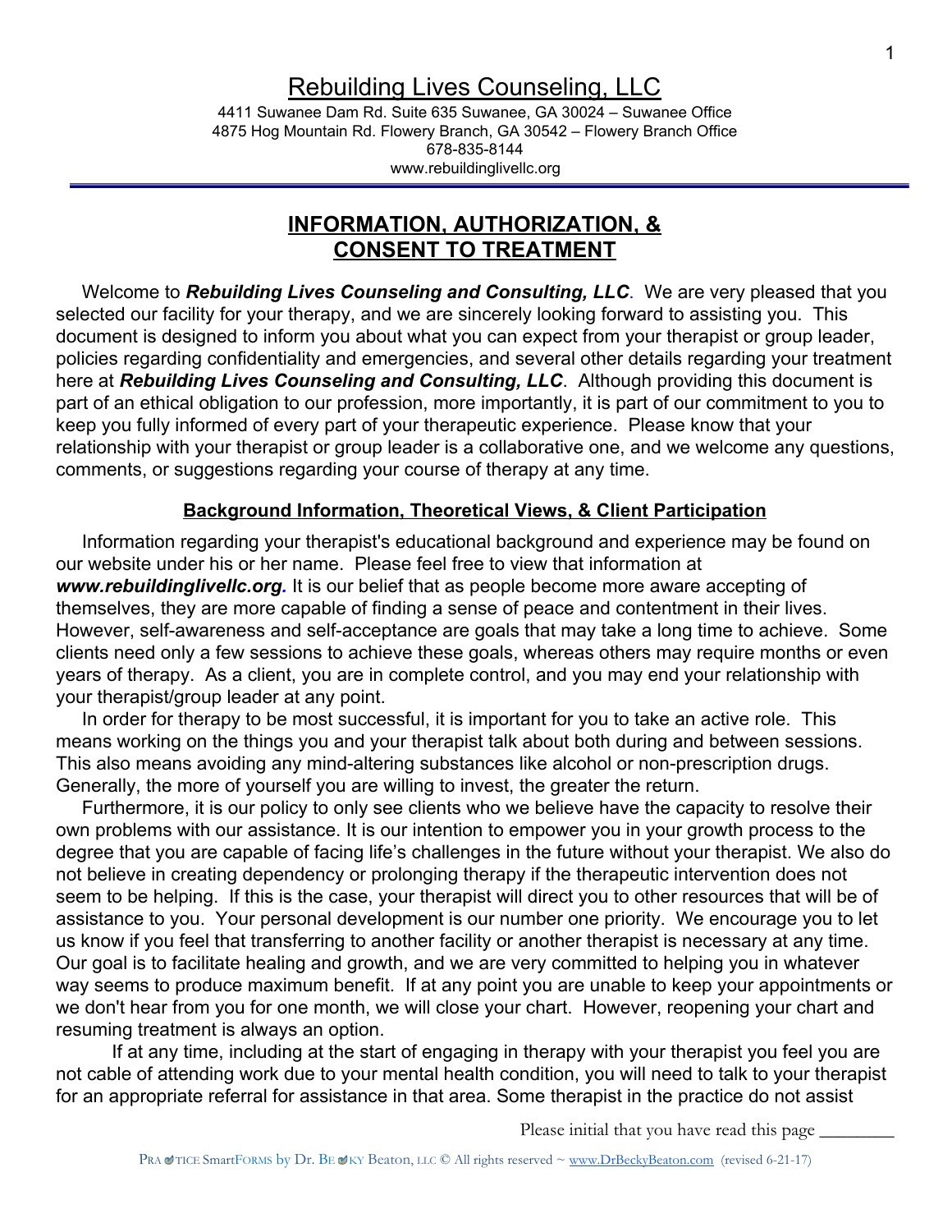# Rebuilding Lives Counseling, LLC

4411 Suwanee Dam Rd. Suite 635 Suwanee, GA 30024 – Suwanee Office
4875 Hog Mountain Rd. Flowery Branch, GA 30542 – Flowery Branch Office
678-835-8144
www.rebuildinglivellc.org

## INFORMATION, AUTHORIZATION, & CONSENT TO TREATMENT

Welcome to ***Rebuilding Lives Counseling and Consulting, LLC***. We are very pleased that you selected our facility for your therapy, and we are sincerely looking forward to assisting you. This document is designed to inform you about what you can expect from your therapist or group leader, policies regarding confidentiality and emergencies, and several other details regarding your treatment here at ***Rebuilding Lives Counseling and Consulting, LLC***. Although providing this document is part of an ethical obligation to our profession, more importantly, it is part of our commitment to you to keep you fully informed of every part of your therapeutic experience. Please know that your relationship with your therapist or group leader is a collaborative one, and we welcome any questions, comments, or suggestions regarding your course of therapy at any time.

### Background Information, Theoretical Views, & Client Participation

Information regarding your therapist's educational background and experience may be found on our website under his or her name. Please feel free to view that information at ***www.rebuildinglivellc.org***. It is our belief that as people become more aware accepting of themselves, they are more capable of finding a sense of peace and contentment in their lives. However, self-awareness and self-acceptance are goals that may take a long time to achieve. Some clients need only a few sessions to achieve these goals, whereas others may require months or even years of therapy. As a client, you are in complete control, and you may end your relationship with your therapist/group leader at any point.

In order for therapy to be most successful, it is important for you to take an active role. This means working on the things you and your therapist talk about both during and between sessions. This also means avoiding any mind-altering substances like alcohol or non-prescription drugs. Generally, the more of yourself you are willing to invest, the greater the return.

Furthermore, it is our policy to only see clients who we believe have the capacity to resolve their own problems with our assistance. It is our intention to empower you in your growth process to the degree that you are capable of facing life's challenges in the future without your therapist. We also do not believe in creating dependency or prolonging therapy if the therapeutic intervention does not seem to be helping. If this is the case, your therapist will direct you to other resources that will be of assistance to you. Your personal development is our number one priority. We encourage you to let us know if you feel that transferring to another facility or another therapist is necessary at any time. Our goal is to facilitate healing and growth, and we are very committed to helping you in whatever way seems to produce maximum benefit. If at any point you are unable to keep your appointments or we don't hear from you for one month, we will close your chart. However, reopening your chart and resuming treatment is always an option.

If at any time, including at the start of engaging in therapy with your therapist you feel you are not cable of attending work due to your mental health condition, you will need to talk to your therapist for an appropriate referral for assistance in that area. Some therapist in the practice do not assist

Please initial that you have read this page ________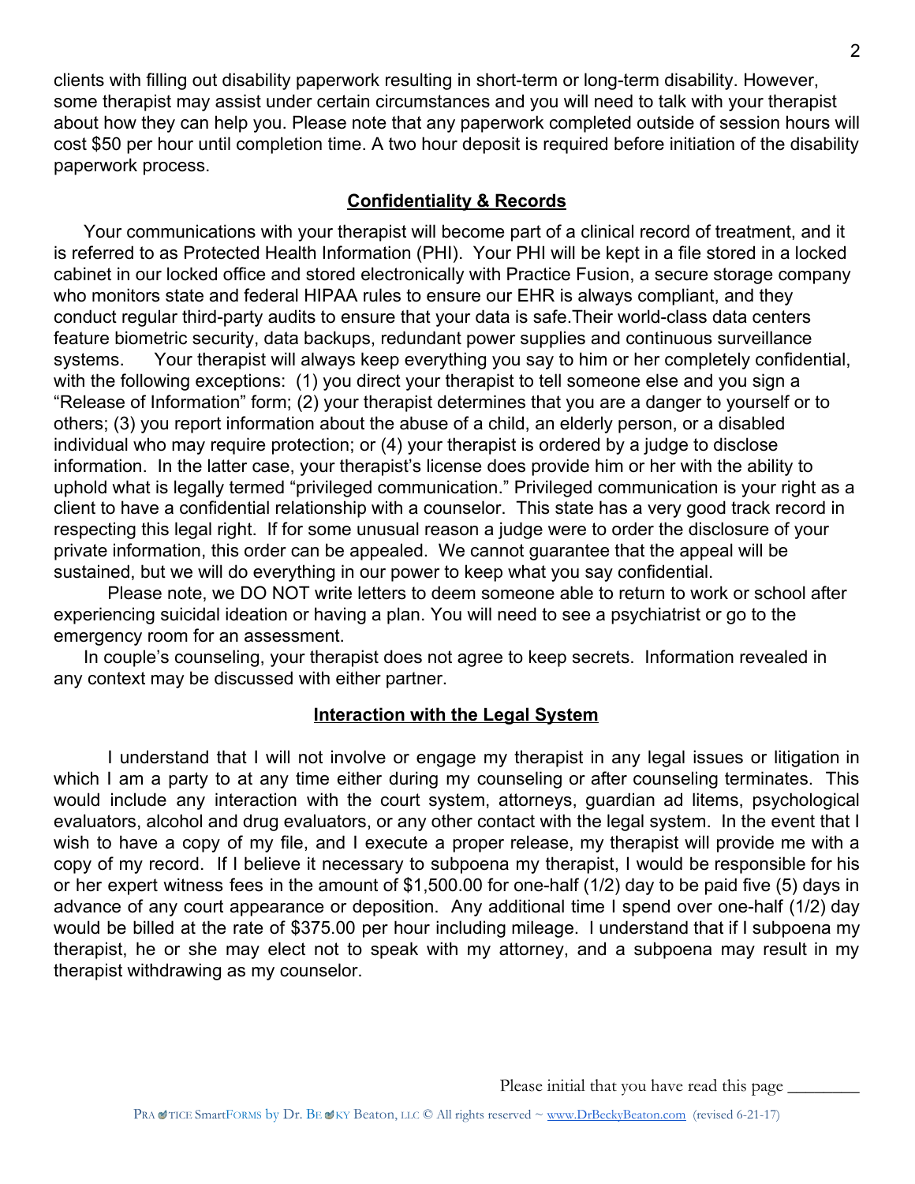clients with filling out disability paperwork resulting in short-term or long-term disability. However, some therapist may assist under certain circumstances and you will need to talk with your therapist about how they can help you. Please note that any paperwork completed outside of session hours will cost $50 per hour until completion time. A two hour deposit is required before initiation of the disability paperwork process.

## Confidentiality & Records

Your communications with your therapist will become part of a clinical record of treatment, and it is referred to as Protected Health Information (PHI). Your PHI will be kept in a file stored in a locked cabinet in our locked office and stored electronically with Practice Fusion, a secure storage company who monitors state and federal HIPAA rules to ensure our EHR is always compliant, and they conduct regular third-party audits to ensure that your data is safe.Their world-class data centers feature biometric security, data backups, redundant power supplies and continuous surveillance systems. Your therapist will always keep everything you say to him or her completely confidential, with the following exceptions: (1) you direct your therapist to tell someone else and you sign a "Release of Information" form; (2) your therapist determines that you are a danger to yourself or to others; (3) you report information about the abuse of a child, an elderly person, or a disabled individual who may require protection; or (4) your therapist is ordered by a judge to disclose information. In the latter case, your therapist's license does provide him or her with the ability to uphold what is legally termed "privileged communication." Privileged communication is your right as a client to have a confidential relationship with a counselor. This state has a very good track record in respecting this legal right. If for some unusual reason a judge were to order the disclosure of your private information, this order can be appealed. We cannot guarantee that the appeal will be sustained, but we will do everything in our power to keep what you say confidential.

Please note, we DO NOT write letters to deem someone able to return to work or school after experiencing suicidal ideation or having a plan. You will need to see a psychiatrist or go to the emergency room for an assessment.

In couple's counseling, your therapist does not agree to keep secrets. Information revealed in any context may be discussed with either partner.

## Interaction with the Legal System

I understand that I will not involve or engage my therapist in any legal issues or litigation in which I am a party to at any time either during my counseling or after counseling terminates. This would include any interaction with the court system, attorneys, guardian ad litems, psychological evaluators, alcohol and drug evaluators, or any other contact with the legal system. In the event that I wish to have a copy of my file, and I execute a proper release, my therapist will provide me with a copy of my record. If I believe it necessary to subpoena my therapist, I would be responsible for his or her expert witness fees in the amount of $1,500.00 for one-half (1/2) day to be paid five (5) days in advance of any court appearance or deposition. Any additional time I spend over one-half (1/2) day would be billed at the rate of $375.00 per hour including mileage. I understand that if I subpoena my therapist, he or she may elect not to speak with my attorney, and a subpoena may result in my therapist withdrawing as my counselor.

Please initial that you have read this page ________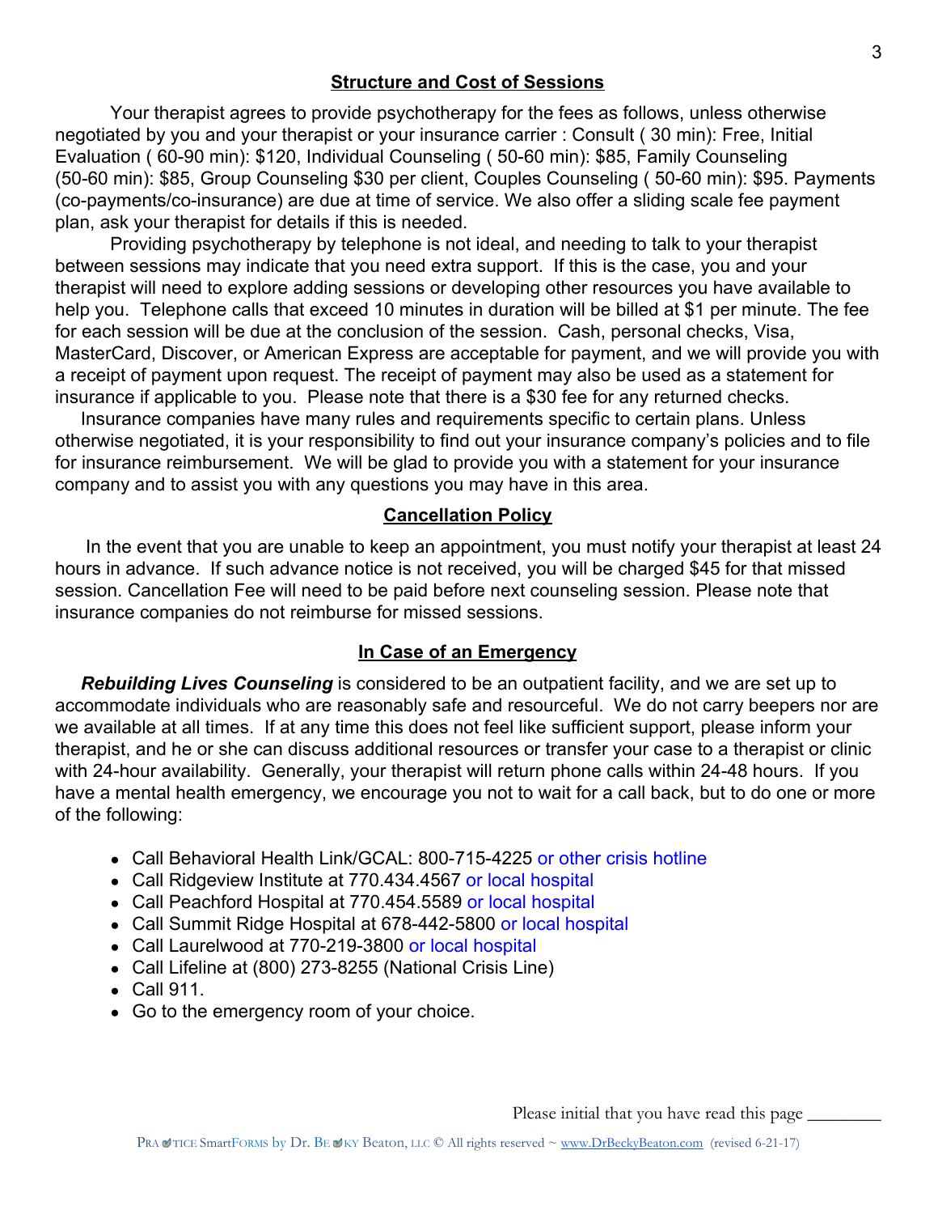## Structure and Cost of Sessions

Your therapist agrees to provide psychotherapy for the fees as follows, unless otherwise negotiated by you and your therapist or your insurance carrier : Consult ( 30 min): Free, Initial Evaluation ( 60-90 min): $120, Individual Counseling ( 50-60 min): $85, Family Counseling (50-60 min): $85, Group Counseling $30 per client, Couples Counseling ( 50-60 min): $95. Payments (co-payments/co-insurance) are due at time of service. We also offer a sliding scale fee payment plan, ask your therapist for details if this is needed.

Providing psychotherapy by telephone is not ideal, and needing to talk to your therapist between sessions may indicate that you need extra support. If this is the case, you and your therapist will need to explore adding sessions or developing other resources you have available to help you. Telephone calls that exceed 10 minutes in duration will be billed at $1 per minute. The fee for each session will be due at the conclusion of the session. Cash, personal checks, Visa, MasterCard, Discover, or American Express are acceptable for payment, and we will provide you with a receipt of payment upon request. The receipt of payment may also be used as a statement for insurance if applicable to you. Please note that there is a $30 fee for any returned checks.

Insurance companies have many rules and requirements specific to certain plans. Unless otherwise negotiated, it is your responsibility to find out your insurance company's policies and to file for insurance reimbursement. We will be glad to provide you with a statement for your insurance company and to assist you with any questions you may have in this area.

## Cancellation Policy

In the event that you are unable to keep an appointment, you must notify your therapist at least 24 hours in advance. If such advance notice is not received, you will be charged $45 for that missed session. Cancellation Fee will need to be paid before next counseling session. Please note that insurance companies do not reimburse for missed sessions.

## In Case of an Emergency

***Rebuilding Lives Counseling*** is considered to be an outpatient facility, and we are set up to accommodate individuals who are reasonably safe and resourceful. We do not carry beepers nor are we available at all times. If at any time this does not feel like sufficient support, please inform your therapist, and he or she can discuss additional resources or transfer your case to a therapist or clinic with 24-hour availability. Generally, your therapist will return phone calls within 24-48 hours. If you have a mental health emergency, we encourage you not to wait for a call back, but to do one or more of the following:

- Call Behavioral Health Link/GCAL: 800-715-4225 or other crisis hotline
- Call Ridgeview Institute at 770.434.4567 or local hospital
- Call Peachford Hospital at 770.454.5589 or local hospital
- Call Summit Ridge Hospital at 678-442-5800 or local hospital
- Call Laurelwood at 770-219-3800 or local hospital
- Call Lifeline at (800) 273-8255 (National Crisis Line)
- Call 911.
- Go to the emergency room of your choice.

Please initial that you have read this page ________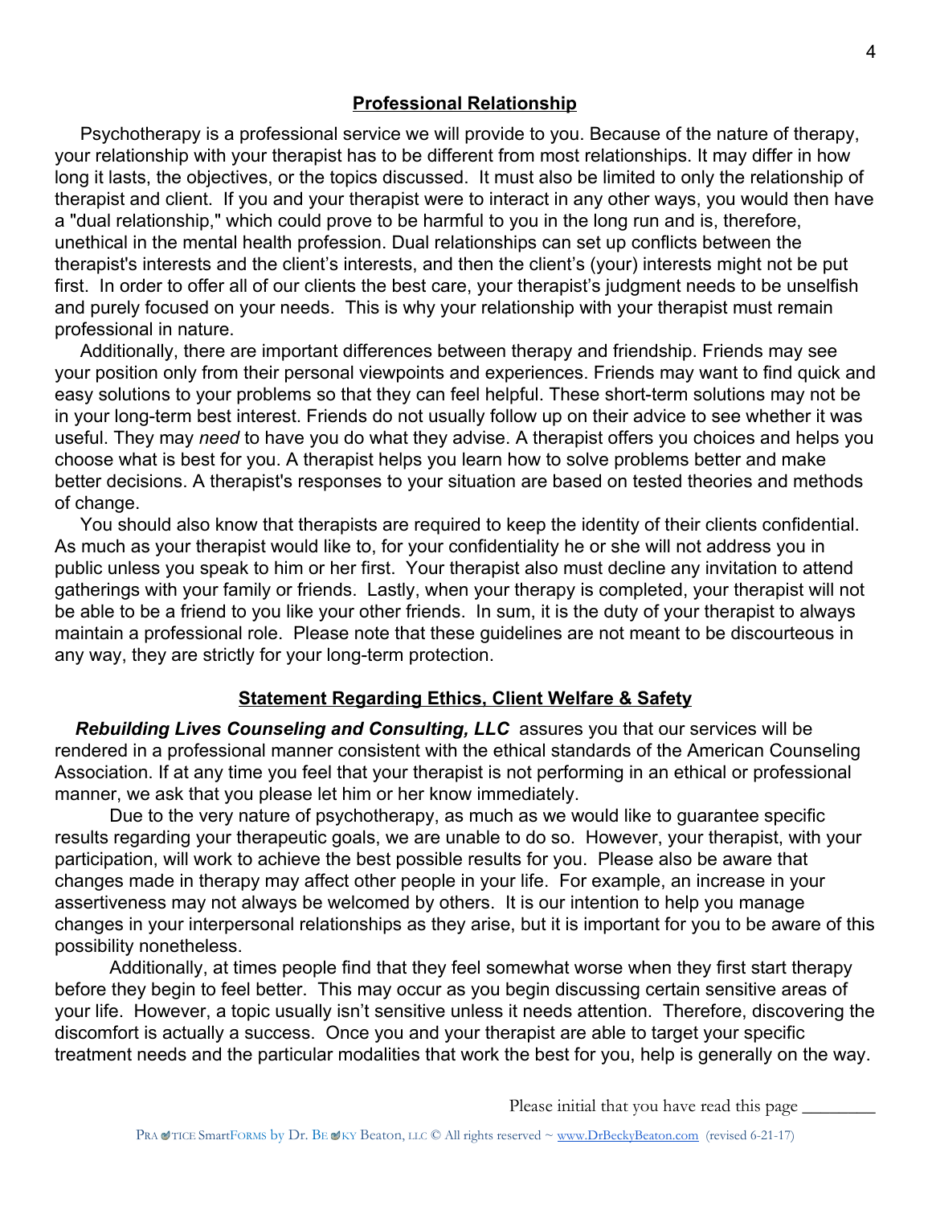## Professional Relationship

Psychotherapy is a professional service we will provide to you. Because of the nature of therapy, your relationship with your therapist has to be different from most relationships. It may differ in how long it lasts, the objectives, or the topics discussed. It must also be limited to only the relationship of therapist and client. If you and your therapist were to interact in any other ways, you would then have a "dual relationship," which could prove to be harmful to you in the long run and is, therefore, unethical in the mental health profession. Dual relationships can set up conflicts between the therapist's interests and the client's interests, and then the client's (your) interests might not be put first. In order to offer all of our clients the best care, your therapist's judgment needs to be unselfish and purely focused on your needs. This is why your relationship with your therapist must remain professional in nature.

Additionally, there are important differences between therapy and friendship. Friends may see your position only from their personal viewpoints and experiences. Friends may want to find quick and easy solutions to your problems so that they can feel helpful. These short-term solutions may not be in your long-term best interest. Friends do not usually follow up on their advice to see whether it was useful. They may *need* to have you do what they advise. A therapist offers you choices and helps you choose what is best for you. A therapist helps you learn how to solve problems better and make better decisions. A therapist's responses to your situation are based on tested theories and methods of change.

You should also know that therapists are required to keep the identity of their clients confidential. As much as your therapist would like to, for your confidentiality he or she will not address you in public unless you speak to him or her first. Your therapist also must decline any invitation to attend gatherings with your family or friends. Lastly, when your therapy is completed, your therapist will not be able to be a friend to you like your other friends. In sum, it is the duty of your therapist to always maintain a professional role. Please note that these guidelines are not meant to be discourteous in any way, they are strictly for your long-term protection.

## Statement Regarding Ethics, Client Welfare & Safety

***Rebuilding Lives Counseling and Consulting, LLC*** assures you that our services will be rendered in a professional manner consistent with the ethical standards of the American Counseling Association. If at any time you feel that your therapist is not performing in an ethical or professional manner, we ask that you please let him or her know immediately.

Due to the very nature of psychotherapy, as much as we would like to guarantee specific results regarding your therapeutic goals, we are unable to do so. However, your therapist, with your participation, will work to achieve the best possible results for you. Please also be aware that changes made in therapy may affect other people in your life. For example, an increase in your assertiveness may not always be welcomed by others. It is our intention to help you manage changes in your interpersonal relationships as they arise, but it is important for you to be aware of this possibility nonetheless.

Additionally, at times people find that they feel somewhat worse when they first start therapy before they begin to feel better. This may occur as you begin discussing certain sensitive areas of your life. However, a topic usually isn't sensitive unless it needs attention. Therefore, discovering the discomfort is actually a success. Once you and your therapist are able to target your specific treatment needs and the particular modalities that work the best for you, help is generally on the way.

Please initial that you have read this page ________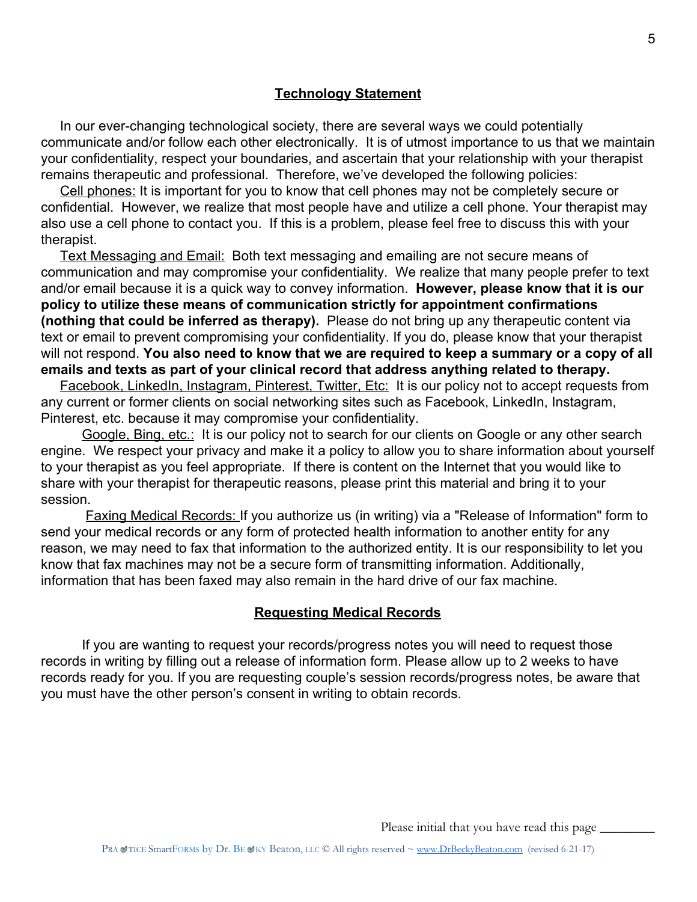## **Technology Statement**

In our ever-changing technological society, there are several ways we could potentially communicate and/or follow each other electronically. It is of utmost importance to us that we maintain your confidentiality, respect your boundaries, and ascertain that your relationship with your therapist remains therapeutic and professional. Therefore, we've developed the following policies:

Cell phones: It is important for you to know that cell phones may not be completely secure or confidential. However, we realize that most people have and utilize a cell phone. Your therapist may also use a cell phone to contact you. If this is a problem, please feel free to discuss this with your therapist.

Text Messaging and Email: Both text messaging and emailing are not secure means of communication and may compromise your confidentiality. We realize that many people prefer to text and/or email because it is a quick way to convey information. **However, please know that it is our policy to utilize these means of communication strictly for appointment confirmations (nothing that could be inferred as therapy).** Please do not bring up any therapeutic content via text or email to prevent compromising your confidentiality. If you do, please know that your therapist will not respond. **You also need to know that we are required to keep a summary or a copy of all emails and texts as part of your clinical record that address anything related to therapy.**

Facebook, LinkedIn, Instagram, Pinterest, Twitter, Etc: It is our policy not to accept requests from any current or former clients on social networking sites such as Facebook, LinkedIn, Instagram, Pinterest, etc. because it may compromise your confidentiality.

Google, Bing, etc.: It is our policy not to search for our clients on Google or any other search engine. We respect your privacy and make it a policy to allow you to share information about yourself to your therapist as you feel appropriate. If there is content on the Internet that you would like to share with your therapist for therapeutic reasons, please print this material and bring it to your session.

Faxing Medical Records: If you authorize us (in writing) via a "Release of Information" form to send your medical records or any form of protected health information to another entity for any reason, we may need to fax that information to the authorized entity. It is our responsibility to let you know that fax machines may not be a secure form of transmitting information. Additionally, information that has been faxed may also remain in the hard drive of our fax machine.

## **Requesting Medical Records**

If you are wanting to request your records/progress notes you will need to request those records in writing by filling out a release of information form. Please allow up to 2 weeks to have records ready for you. If you are requesting couple's session records/progress notes, be aware that you must have the other person's consent in writing to obtain records.

Please initial that you have read this page ________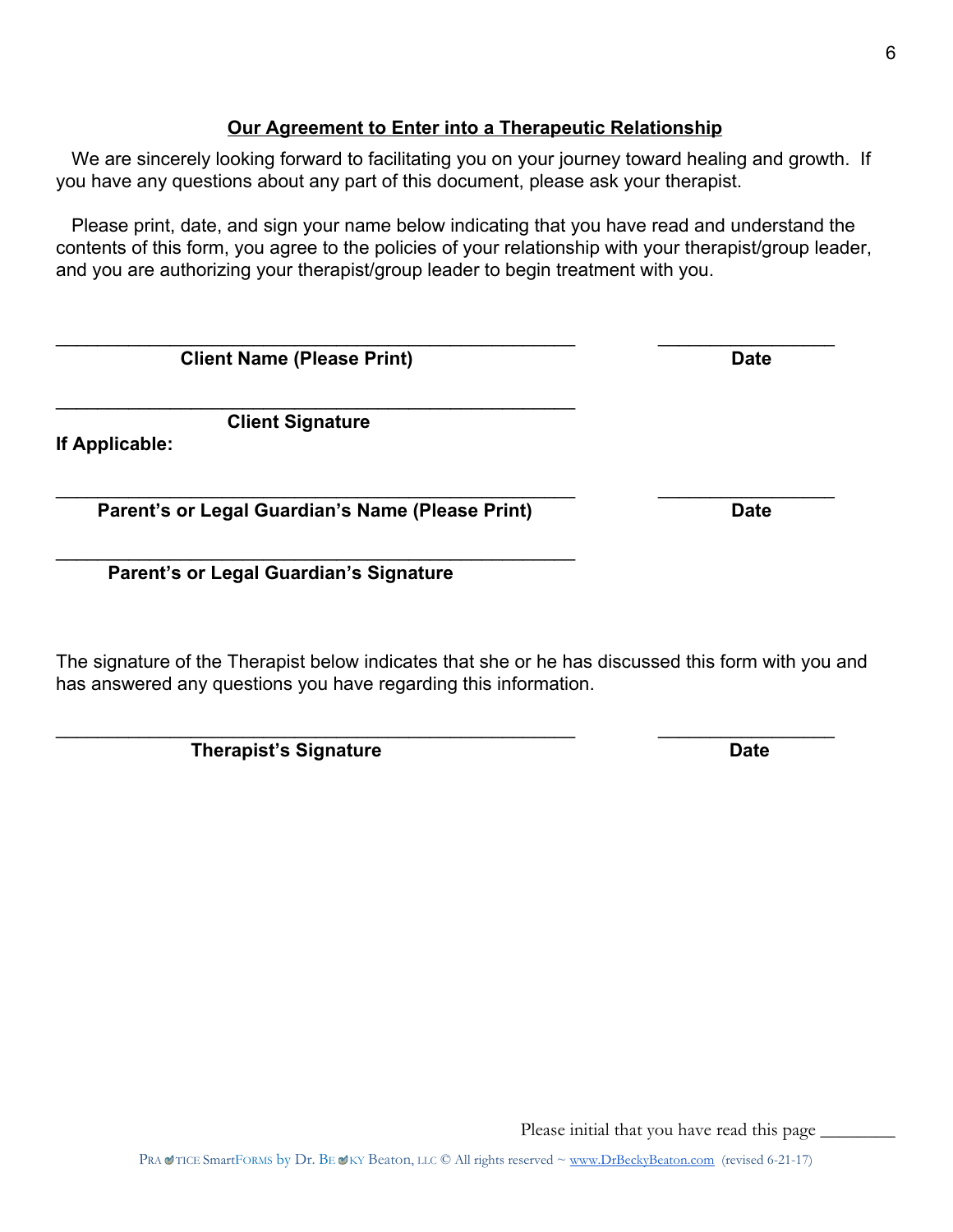## Our Agreement to Enter into a Therapeutic Relationship

We are sincerely looking forward to facilitating you on your journey toward healing and growth. If you have any questions about any part of this document, please ask your therapist.

Please print, date, and sign your name below indicating that you have read and understand the contents of this form, you agree to the policies of your relationship with your therapist/group leader, and you are authorizing your therapist/group leader to begin treatment with you.

\_\_\_\_\_\_\_\_\_\_\_\_\_\_\_\_\_\_\_\_\_\_\_\_\_\_\_\_\_\_\_\_\_\_\_\_\_\_\_\_\_\_\_\_\_\_\_\_ \_\_\_\_\_\_\_\_\_\_\_\_\_\_\_\_\_\_
**Client Name (Please Print)** **Date**

\_\_\_\_\_\_\_\_\_\_\_\_\_\_\_\_\_\_\_\_\_\_\_\_\_\_\_\_\_\_\_\_\_\_\_\_\_\_\_\_\_\_\_\_\_\_\_\_
**Client Signature**

**If Applicable:**

\_\_\_\_\_\_\_\_\_\_\_\_\_\_\_\_\_\_\_\_\_\_\_\_\_\_\_\_\_\_\_\_\_\_\_\_\_\_\_\_\_\_\_\_\_\_\_\_ \_\_\_\_\_\_\_\_\_\_\_\_\_\_\_\_\_\_
**Parent's or Legal Guardian's Name (Please Print)** **Date**

\_\_\_\_\_\_\_\_\_\_\_\_\_\_\_\_\_\_\_\_\_\_\_\_\_\_\_\_\_\_\_\_\_\_\_\_\_\_\_\_\_\_\_\_\_\_\_\_
**Parent's or Legal Guardian's Signature**

The signature of the Therapist below indicates that she or he has discussed this form with you and has answered any questions you have regarding this information.

\_\_\_\_\_\_\_\_\_\_\_\_\_\_\_\_\_\_\_\_\_\_\_\_\_\_\_\_\_\_\_\_\_\_\_\_\_\_\_\_\_\_\_\_\_\_\_\_ \_\_\_\_\_\_\_\_\_\_\_\_\_\_\_\_\_\_
**Therapist's Signature** **Date**

Please initial that you have read this page \_\_\_\_\_\_\_\_